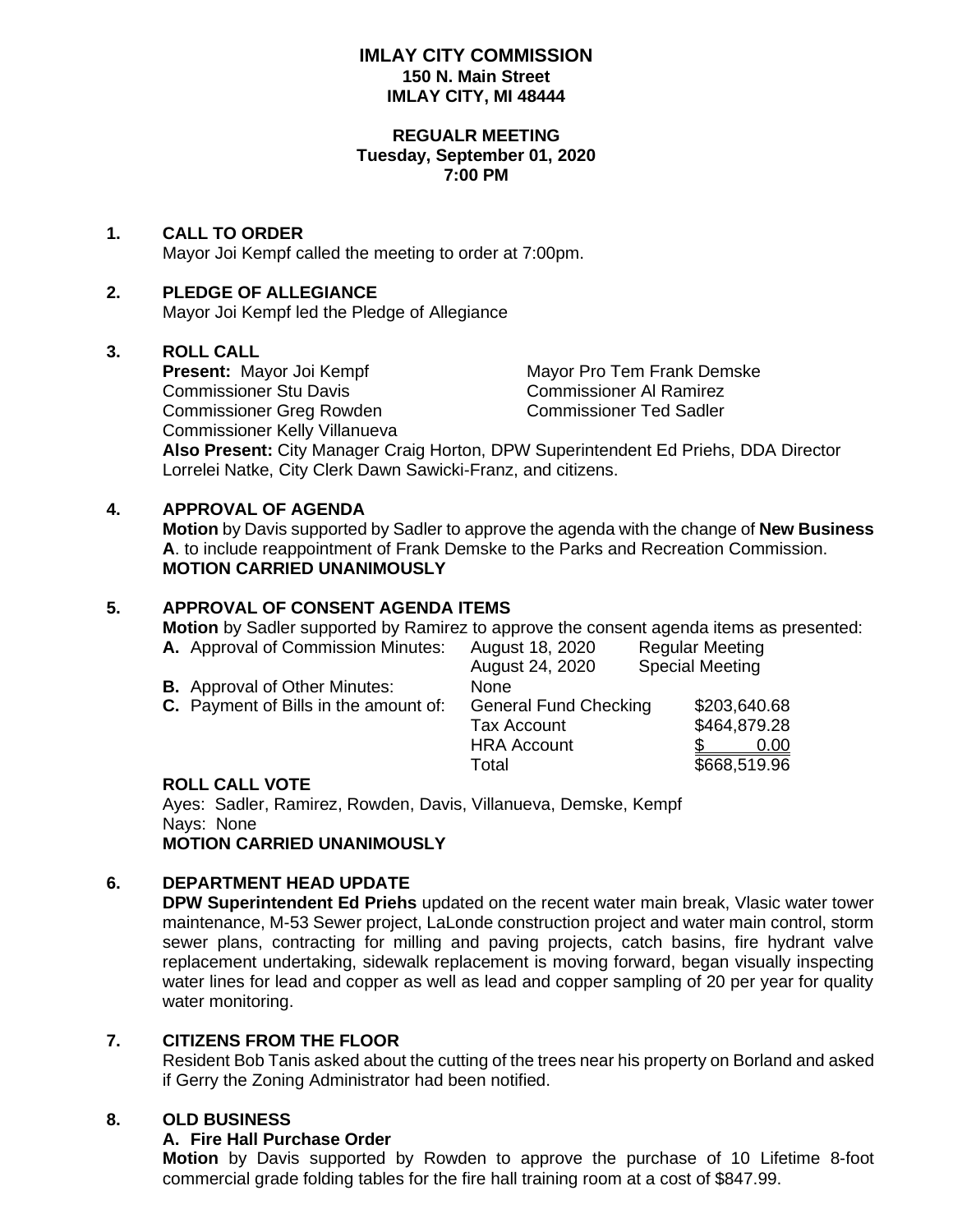# IMLAY CITY COMMISSION
**150 N. Main Street**
**IMLAY CITY, MI 48444**

**REGUALR MEETING**
**Tuesday, September 01, 2020**
**7:00 PM**

## 1. CALL TO ORDER

Mayor Joi Kempf called the meeting to order at 7:00pm.

## 2. PLEDGE OF ALLEGIANCE

Mayor Joi Kempf led the Pledge of Allegiance

## 3. ROLL CALL

**Present:** Mayor Joi Kempf
Mayor Pro Tem Frank Demske
Commissioner Stu Davis
Commissioner Al Ramirez
Commissioner Greg Rowden
Commissioner Ted Sadler
Commissioner Kelly Villanueva

**Also Present:** City Manager Craig Horton, DPW Superintendent Ed Priehs, DDA Director Lorrelei Natke, City Clerk Dawn Sawicki-Franz, and citizens.

## 4. APPROVAL OF AGENDA

**Motion** by Davis supported by Sadler to approve the agenda with the change of **New Business A**. to include reappointment of Frank Demske to the Parks and Recreation Commission.
**MOTION CARRIED UNANIMOUSLY**

## 5. APPROVAL OF CONSENT AGENDA ITEMS

**Motion** by Sadler supported by Ramirez to approve the consent agenda items as presented:

| | | | |
|---|---|---|---|
| **A.** Approval of Commission Minutes: | August 18, 2020 | Regular Meeting | |
| | August 24, 2020 | Special Meeting | |
| **B.** Approval of Other Minutes: | None | | |
| **C.** Payment of Bills in the amount of: | General Fund Checking | | $203,640.68 |
| | Tax Account | | $464,879.28 |
| | HRA Account | | $ 0.00 |
| | Total | | $668,519.96 |

**ROLL CALL VOTE**

Ayes: Sadler, Ramirez, Rowden, Davis, Villanueva, Demske, Kempf
Nays: None
**MOTION CARRIED UNANIMOUSLY**

## 6. DEPARTMENT HEAD UPDATE

**DPW Superintendent Ed Priehs** updated on the recent water main break, Vlasic water tower maintenance, M-53 Sewer project, LaLonde construction project and water main control, storm sewer plans, contracting for milling and paving projects, catch basins, fire hydrant valve replacement undertaking, sidewalk replacement is moving forward, began visually inspecting water lines for lead and copper as well as lead and copper sampling of 20 per year for quality water monitoring.

## 7. CITIZENS FROM THE FLOOR

Resident Bob Tanis asked about the cutting of the trees near his property on Borland and asked if Gerry the Zoning Administrator had been notified.

## 8. OLD BUSINESS

### A. Fire Hall Purchase Order

**Motion** by Davis supported by Rowden to approve the purchase of 10 Lifetime 8-foot commercial grade folding tables for the fire hall training room at a cost of $847.99.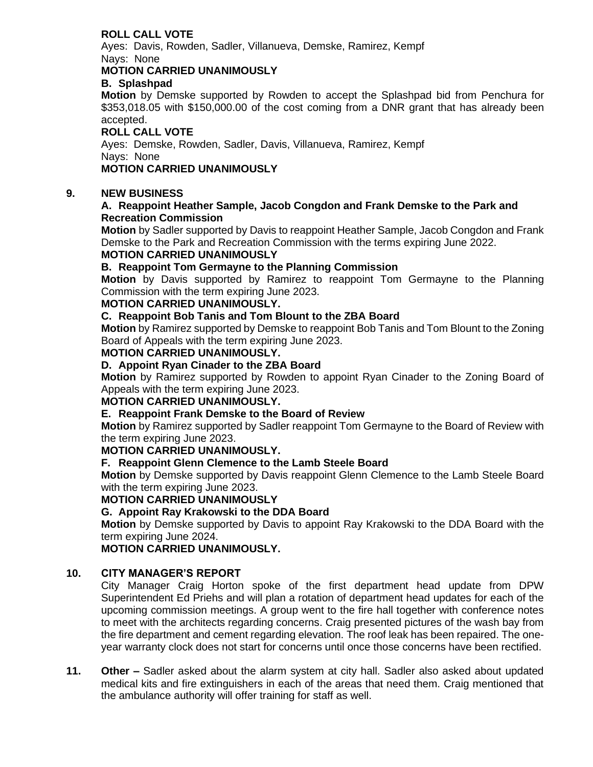**ROLL CALL VOTE**

Ayes: Davis, Rowden, Sadler, Villanueva, Demske, Ramirez, Kempf

Nays: None

**MOTION CARRIED UNANIMOUSLY**

**B. Splashpad**

**Motion** by Demske supported by Rowden to accept the Splashpad bid from Penchura for $353,018.05 with $150,000.00 of the cost coming from a DNR grant that has already been accepted.

**ROLL CALL VOTE**

Ayes: Demske, Rowden, Sadler, Davis, Villanueva, Ramirez, Kempf

Nays: None

**MOTION CARRIED UNANIMOUSLY**

**9. NEW BUSINESS**

**A. Reappoint Heather Sample, Jacob Congdon and Frank Demske to the Park and Recreation Commission**

**Motion** by Sadler supported by Davis to reappoint Heather Sample, Jacob Congdon and Frank Demske to the Park and Recreation Commission with the terms expiring June 2022.

**MOTION CARRIED UNANIMOUSLY**

**B. Reappoint Tom Germayne to the Planning Commission**

**Motion** by Davis supported by Ramirez to reappoint Tom Germayne to the Planning Commission with the term expiring June 2023.

**MOTION CARRIED UNANIMOUSLY.**

**C. Reappoint Bob Tanis and Tom Blount to the ZBA Board**

**Motion** by Ramirez supported by Demske to reappoint Bob Tanis and Tom Blount to the Zoning Board of Appeals with the term expiring June 2023.

**MOTION CARRIED UNANIMOUSLY.**

**D. Appoint Ryan Cinader to the ZBA Board**

**Motion** by Ramirez supported by Rowden to appoint Ryan Cinader to the Zoning Board of Appeals with the term expiring June 2023.

**MOTION CARRIED UNANIMOUSLY.**

**E. Reappoint Frank Demske to the Board of Review**

**Motion** by Ramirez supported by Sadler reappoint Tom Germayne to the Board of Review with the term expiring June 2023.

**MOTION CARRIED UNANIMOUSLY.**

**F. Reappoint Glenn Clemence to the Lamb Steele Board**

**Motion** by Demske supported by Davis reappoint Glenn Clemence to the Lamb Steele Board with the term expiring June 2023.

**MOTION CARRIED UNANIMOUSLY**

**G. Appoint Ray Krakowski to the DDA Board**

**Motion** by Demske supported by Davis to appoint Ray Krakowski to the DDA Board with the term expiring June 2024.

**MOTION CARRIED UNANIMOUSLY.**

**10. CITY MANAGER'S REPORT**

City Manager Craig Horton spoke of the first department head update from DPW Superintendent Ed Priehs and will plan a rotation of department head updates for each of the upcoming commission meetings. A group went to the fire hall together with conference notes to meet with the architects regarding concerns. Craig presented pictures of the wash bay from the fire department and cement regarding elevation. The roof leak has been repaired. The one-year warranty clock does not start for concerns until once those concerns have been rectified.

**11. Other –** Sadler asked about the alarm system at city hall. Sadler also asked about updated medical kits and fire extinguishers in each of the areas that need them. Craig mentioned that the ambulance authority will offer training for staff as well.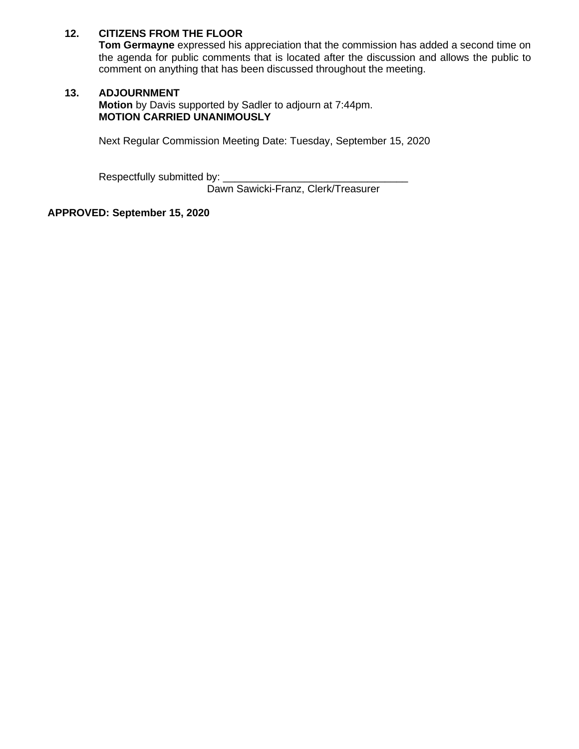**12. CITIZENS FROM THE FLOOR**

**Tom Germayne** expressed his appreciation that the commission has added a second time on the agenda for public comments that is located after the discussion and allows the public to comment on anything that has been discussed throughout the meeting.

**13. ADJOURNMENT**

**Motion** by Davis supported by Sadler to adjourn at 7:44pm.
**MOTION CARRIED UNANIMOUSLY**

Next Regular Commission Meeting Date: Tuesday, September 15, 2020

Respectfully submitted by: ________________________________
Dawn Sawicki-Franz, Clerk/Treasurer

**APPROVED: September 15, 2020**